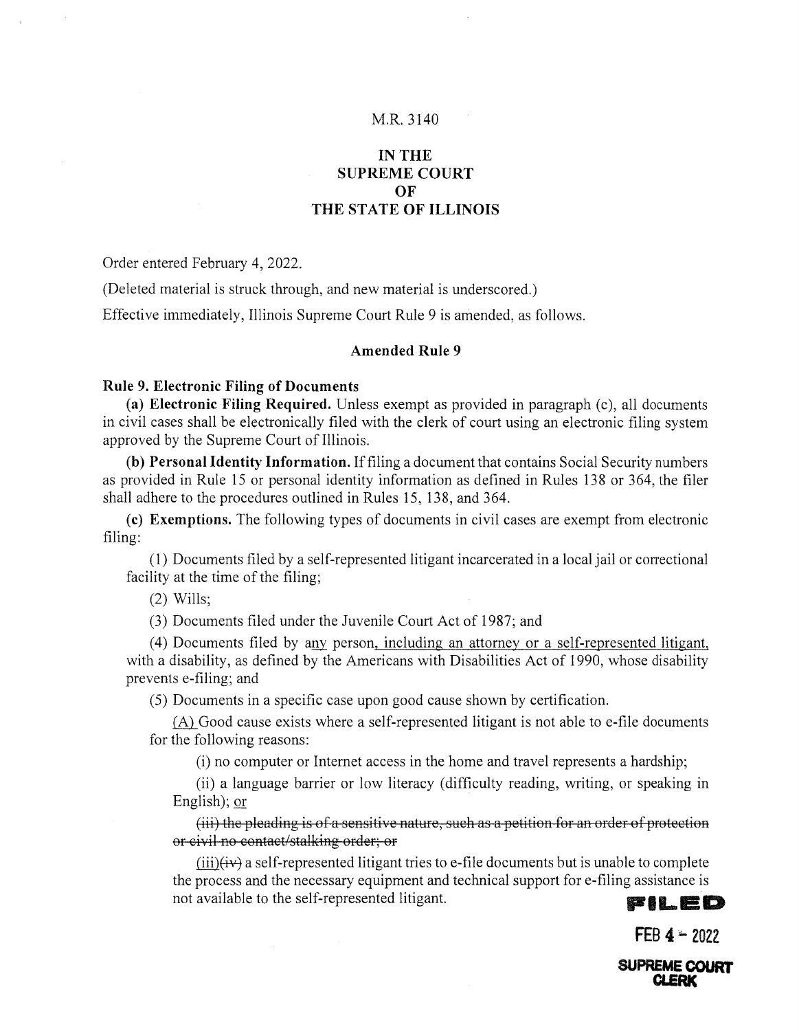M.R. 3140

**IN THE SUPREME COURT OF THE STATE OF ILLINOIS**

Order entered February 4, 2022.

(Deleted material is struck through, and new material is underscored.)

Effective immediately, Illinois Supreme Court Rule 9 is amended, as follows.

### Amended Rule 9

**Rule 9. Electronic Filing of Documents**

**(a) Electronic Filing Required.** Unless exempt as provided in paragraph (c), all documents in civil cases shall be electronically filed with the clerk of court using an electronic filing system approved by the Supreme Court of Illinois.

**(b) Personal Identity Information.** If filing a document that contains Social Security numbers as provided in Rule 15 or personal identity information as defined in Rules 138 or 364, the filer shall adhere to the procedures outlined in Rules 15, 138, and 364.

**(c) Exemptions.** The following types of documents in civil cases are exempt from electronic filing:

(1) Documents filed by a self-represented litigant incarcerated in a local jail or correctional facility at the time of the filing;

(2) Wills;

(3) Documents filed under the Juvenile Court Act of 1987; and

(4) Documents filed by <u>any</u> person<u>, including an attorney or a self-represented litigant,</u> with a disability, as defined by the Americans with Disabilities Act of 1990, whose disability prevents e-filing; and

(5) Documents in a specific case upon good cause shown by certification.

<u>(A)</u> Good cause exists where a self-represented litigant is not able to e-file documents for the following reasons:

(i) no computer or Internet access in the home and travel represents a hardship;

(ii) a language barrier or low literacy (difficulty reading, writing, or speaking in English); <u>or</u>

~~(iii) the pleading is of a sensitive nature, such as a petition for an order of protection or civil no contact/stalking order; or~~

<u>(iii)</u>~~(iv)~~ a self-represented litigant tries to e-file documents but is unable to complete the process and the necessary equipment and technical support for e-filing assistance is not available to the self-represented litigant.

FILED
FEB 4 - 2022
SUPREME COURT
CLERK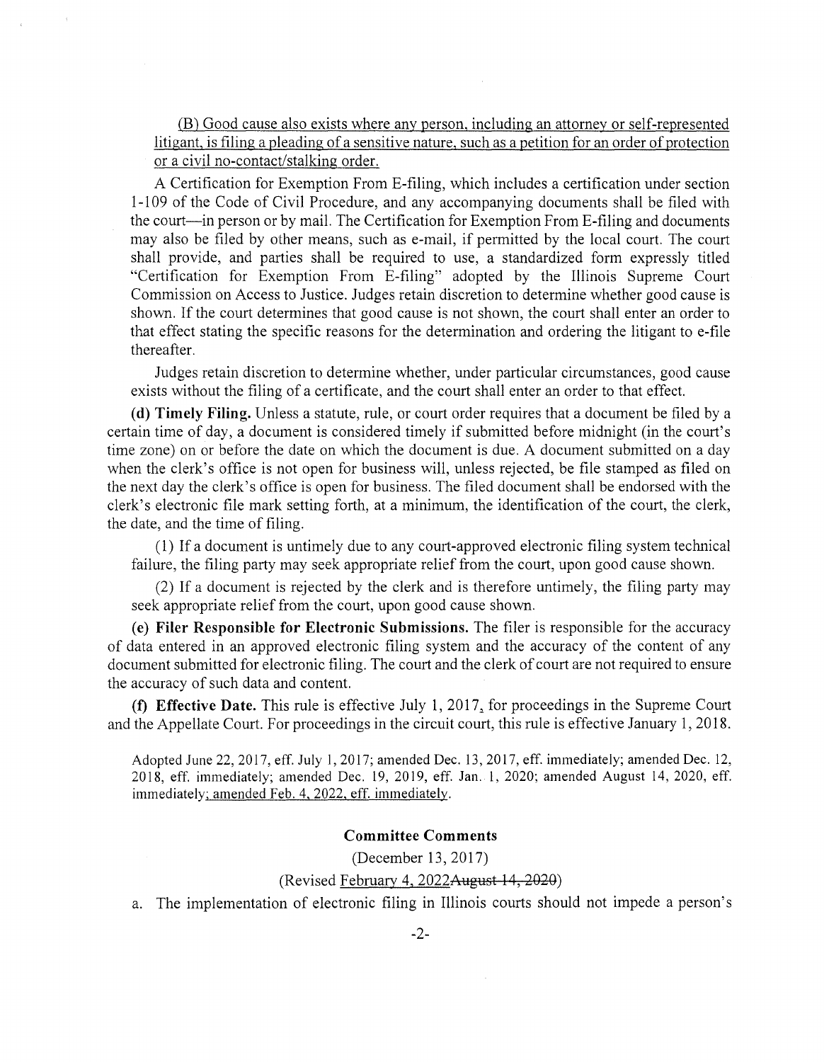(B) Good cause also exists where any person, including an attorney or self-represented litigant, is filing a pleading of a sensitive nature, such as a petition for an order of protection or a civil no-contact/stalking order.

A Certification for Exemption From E-filing, which includes a certification under section 1-109 of the Code of Civil Procedure, and any accompanying documents shall be filed with the court—in person or by mail. The Certification for Exemption From E-filing and documents may also be filed by other means, such as e-mail, if permitted by the local court. The court shall provide, and parties shall be required to use, a standardized form expressly titled "Certification for Exemption From E-filing" adopted by the Illinois Supreme Court Commission on Access to Justice. Judges retain discretion to determine whether good cause is shown. If the court determines that good cause is not shown, the court shall enter an order to that effect stating the specific reasons for the determination and ordering the litigant to e-file thereafter.

Judges retain discretion to determine whether, under particular circumstances, good cause exists without the filing of a certificate, and the court shall enter an order to that effect.

**(d) Timely Filing.** Unless a statute, rule, or court order requires that a document be filed by a certain time of day, a document is considered timely if submitted before midnight (in the court's time zone) on or before the date on which the document is due. A document submitted on a day when the clerk's office is not open for business will, unless rejected, be file stamped as filed on the next day the clerk's office is open for business. The filed document shall be endorsed with the clerk's electronic file mark setting forth, at a minimum, the identification of the court, the clerk, the date, and the time of filing.

(1) If a document is untimely due to any court-approved electronic filing system technical failure, the filing party may seek appropriate relief from the court, upon good cause shown.

(2) If a document is rejected by the clerk and is therefore untimely, the filing party may seek appropriate relief from the court, upon good cause shown.

**(e) Filer Responsible for Electronic Submissions.** The filer is responsible for the accuracy of data entered in an approved electronic filing system and the accuracy of the content of any document submitted for electronic filing. The court and the clerk of court are not required to ensure the accuracy of such data and content.

**(f) Effective Date.** This rule is effective July 1, 2017, for proceedings in the Supreme Court and the Appellate Court. For proceedings in the circuit court, this rule is effective January 1, 2018.

Adopted June 22, 2017, eff. July 1, 2017; amended Dec. 13, 2017, eff. immediately; amended Dec. 12, 2018, eff. immediately; amended Dec. 19, 2019, eff. Jan. 1, 2020; amended August 14, 2020, eff. immediately; amended Feb. 4, 2022, eff. immediately.

**Committee Comments**

(December 13, 2017)

(Revised February 4, 2022~~August 14, 2020~~)

a. The implementation of electronic filing in Illinois courts should not impede a person's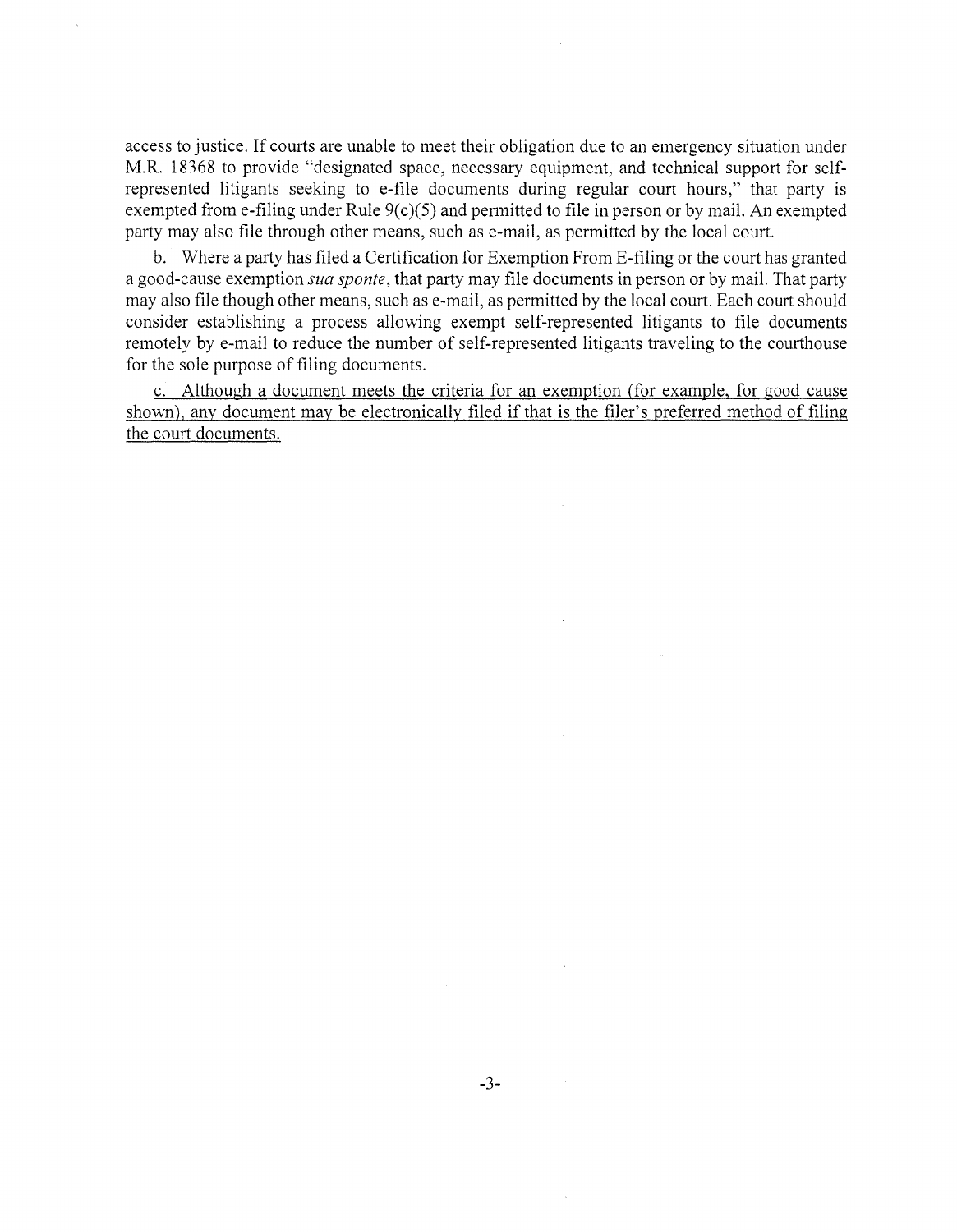access to justice. If courts are unable to meet their obligation due to an emergency situation under M.R. 18368 to provide "designated space, necessary equipment, and technical support for self-represented litigants seeking to e-file documents during regular court hours," that party is exempted from e-filing under Rule 9(c)(5) and permitted to file in person or by mail. An exempted party may also file through other means, such as e-mail, as permitted by the local court.

b. Where a party has filed a Certification for Exemption From E-filing or the court has granted a good-cause exemption *sua sponte*, that party may file documents in person or by mail. That party may also file though other means, such as e-mail, as permitted by the local court. Each court should consider establishing a process allowing exempt self-represented litigants to file documents remotely by e-mail to reduce the number of self-represented litigants traveling to the courthouse for the sole purpose of filing documents.

<u>c. Although a document meets the criteria for an exemption (for example, for good cause shown), any document may be electronically filed if that is the filer's preferred method of filing the court documents.</u>